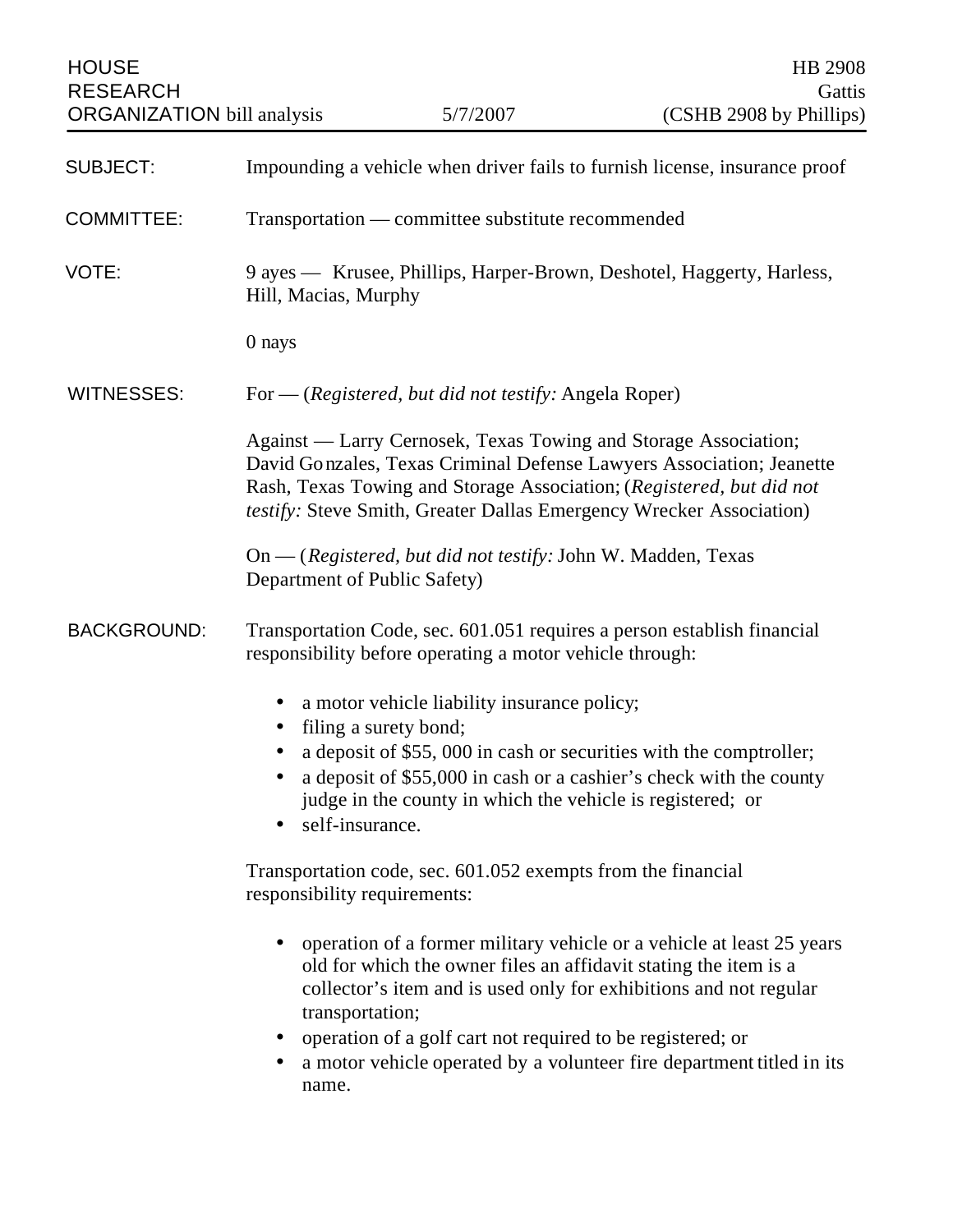HOUSE RESEARCH ORGANIZATION bill analysis | 5/7/2007 | HB 2908 Gattis (CSHB 2908 by Phillips)

**SUBJECT:** Impounding a vehicle when driver fails to furnish license, insurance proof

**COMMITTEE:** Transportation — committee substitute recommended

**VOTE:** 9 ayes — Krusee, Phillips, Harper-Brown, Deshotel, Haggerty, Harless, Hill, Macias, Murphy

0 nays

**WITNESSES:** For — (*Registered, but did not testify:* Angela Roper)

Against — Larry Cernosek, Texas Towing and Storage Association; David Gonzales, Texas Criminal Defense Lawyers Association; Jeanette Rash, Texas Towing and Storage Association; (*Registered, but did not testify:* Steve Smith, Greater Dallas Emergency Wrecker Association)

On — (*Registered, but did not testify:* John W. Madden, Texas Department of Public Safety)

**BACKGROUND:** Transportation Code, sec. 601.051 requires a person establish financial responsibility before operating a motor vehicle through:

- a motor vehicle liability insurance policy;
- filing a surety bond;
- a deposit of $55, 000 in cash or securities with the comptroller;
- a deposit of $55,000 in cash or a cashier's check with the county judge in the county in which the vehicle is registered; or
- self-insurance.

Transportation code, sec. 601.052 exempts from the financial responsibility requirements:

- operation of a former military vehicle or a vehicle at least 25 years old for which the owner files an affidavit stating the item is a collector's item and is used only for exhibitions and not regular transportation;
- operation of a golf cart not required to be registered; or
- a motor vehicle operated by a volunteer fire department titled in its name.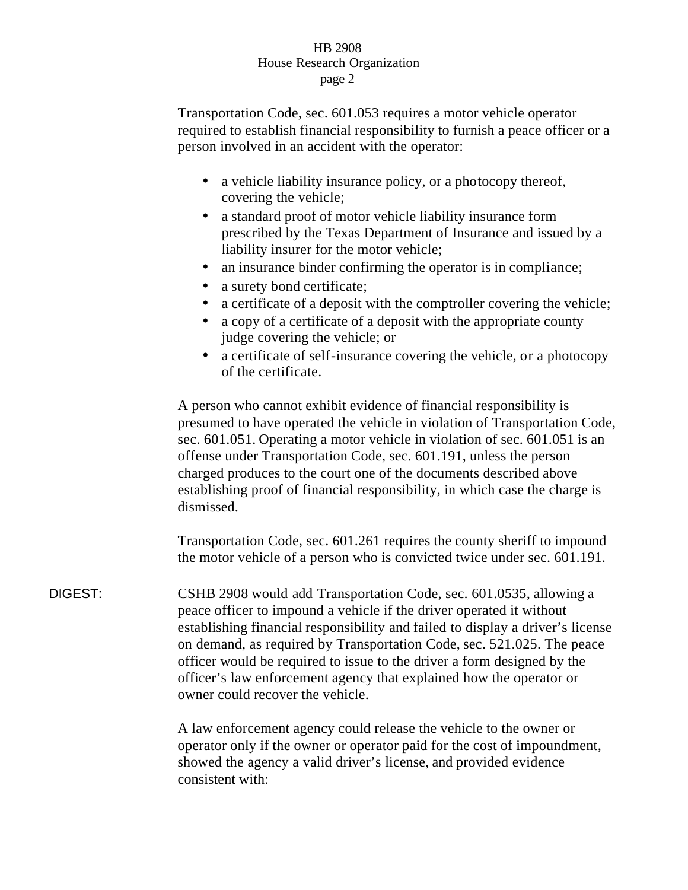Transportation Code, sec. 601.053 requires a motor vehicle operator required to establish financial responsibility to furnish a peace officer or a person involved in an accident with the operator:

- a vehicle liability insurance policy, or a photocopy thereof, covering the vehicle;
- a standard proof of motor vehicle liability insurance form prescribed by the Texas Department of Insurance and issued by a liability insurer for the motor vehicle;
- an insurance binder confirming the operator is in compliance;
- a surety bond certificate;
- a certificate of a deposit with the comptroller covering the vehicle;
- a copy of a certificate of a deposit with the appropriate county judge covering the vehicle; or
- a certificate of self-insurance covering the vehicle, or a photocopy of the certificate.

A person who cannot exhibit evidence of financial responsibility is presumed to have operated the vehicle in violation of Transportation Code, sec. 601.051. Operating a motor vehicle in violation of sec. 601.051 is an offense under Transportation Code, sec. 601.191, unless the person charged produces to the court one of the documents described above establishing proof of financial responsibility, in which case the charge is dismissed.

Transportation Code, sec. 601.261 requires the county sheriff to impound the motor vehicle of a person who is convicted twice under sec. 601.191.

DIGEST: CSHB 2908 would add Transportation Code, sec. 601.0535, allowing a peace officer to impound a vehicle if the driver operated it without establishing financial responsibility and failed to display a driver's license on demand, as required by Transportation Code, sec. 521.025. The peace officer would be required to issue to the driver a form designed by the officer's law enforcement agency that explained how the operator or owner could recover the vehicle.

A law enforcement agency could release the vehicle to the owner or operator only if the owner or operator paid for the cost of impoundment, showed the agency a valid driver's license, and provided evidence consistent with: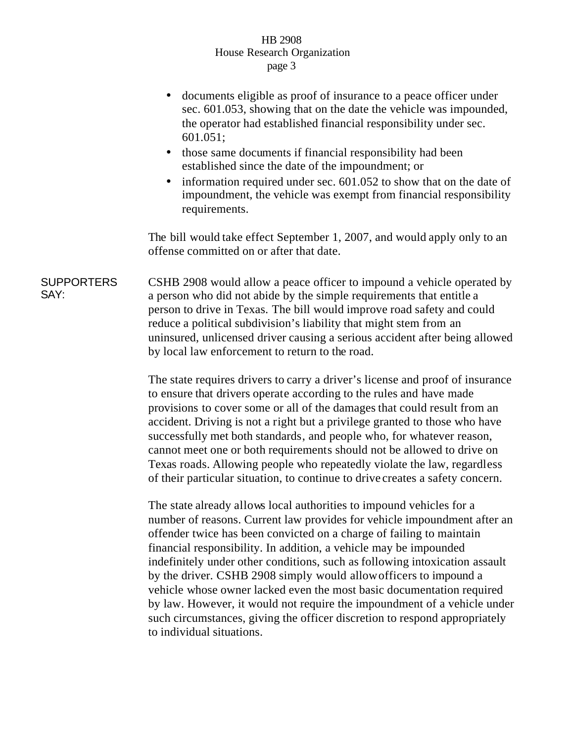- documents eligible as proof of insurance to a peace officer under sec. 601.053, showing that on the date the vehicle was impounded, the operator had established financial responsibility under sec. 601.051;
- those same documents if financial responsibility had been established since the date of the impoundment; or
- information required under sec. 601.052 to show that on the date of impoundment, the vehicle was exempt from financial responsibility requirements.

The bill would take effect September 1, 2007, and would apply only to an offense committed on or after that date.

**SUPPORTERS SAY:**

CSHB 2908 would allow a peace officer to impound a vehicle operated by a person who did not abide by the simple requirements that entitle a person to drive in Texas. The bill would improve road safety and could reduce a political subdivision's liability that might stem from an uninsured, unlicensed driver causing a serious accident after being allowed by local law enforcement to return to the road.

The state requires drivers to carry a driver's license and proof of insurance to ensure that drivers operate according to the rules and have made provisions to cover some or all of the damages that could result from an accident. Driving is not a right but a privilege granted to those who have successfully met both standards, and people who, for whatever reason, cannot meet one or both requirements should not be allowed to drive on Texas roads. Allowing people who repeatedly violate the law, regardless of their particular situation, to continue to drive creates a safety concern.

The state already allows local authorities to impound vehicles for a number of reasons. Current law provides for vehicle impoundment after an offender twice has been convicted on a charge of failing to maintain financial responsibility. In addition, a vehicle may be impounded indefinitely under other conditions, such as following intoxication assault by the driver. CSHB 2908 simply would allow officers to impound a vehicle whose owner lacked even the most basic documentation required by law. However, it would not require the impoundment of a vehicle under such circumstances, giving the officer discretion to respond appropriately to individual situations.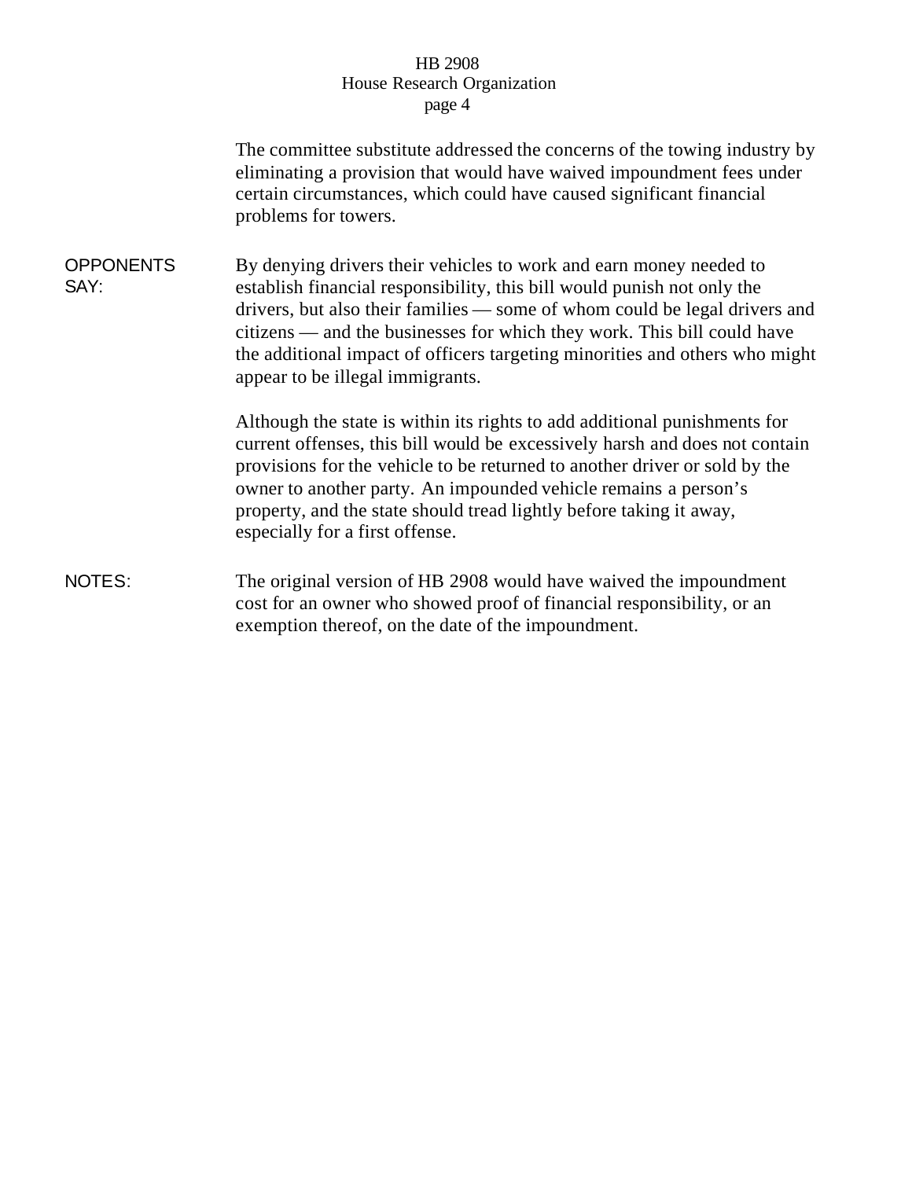The committee substitute addressed the concerns of the towing industry by eliminating a provision that would have waived impoundment fees under certain circumstances, which could have caused significant financial problems for towers.

**OPPONENTS SAY:**

By denying drivers their vehicles to work and earn money needed to establish financial responsibility, this bill would punish not only the drivers, but also their families — some of whom could be legal drivers and citizens — and the businesses for which they work. This bill could have the additional impact of officers targeting minorities and others who might appear to be illegal immigrants.

Although the state is within its rights to add additional punishments for current offenses, this bill would be excessively harsh and does not contain provisions for the vehicle to be returned to another driver or sold by the owner to another party. An impounded vehicle remains a person's property, and the state should tread lightly before taking it away, especially for a first offense.

**NOTES:**

The original version of HB 2908 would have waived the impoundment cost for an owner who showed proof of financial responsibility, or an exemption thereof, on the date of the impoundment.